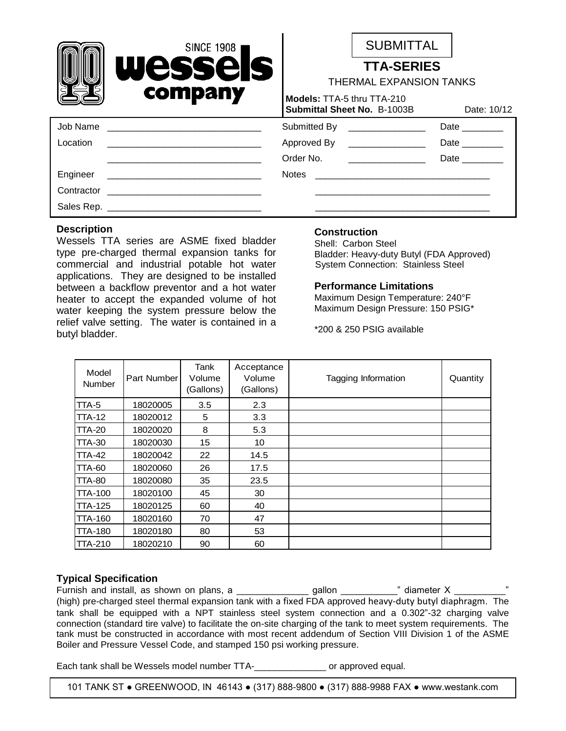wessels company SINCE 1908

SUBMITTAL

## TTA-SERIES

THERMAL EXPANSION TANKS

**Models:** TTA-5 thru TTA-210
**Submittal Sheet No.** B-1003B Date: 10/12

| | | | | |
|---|---|---|---|---|
| Job Name ______________________________ | Submitted By | _______________ | Date ________ |
| Location ______________________________ | Approved By | _______________ | Date ________ |
| ______________________________ | Order No. | _______________ | Date ________ |
| Engineer ______________________________ | Notes | _________________________________ | |
| Contractor ______________________________ | | _________________________________ | |
| Sales Rep. ______________________________ | | _________________________________ | |

### Description

Wessels TTA series are ASME fixed bladder type pre-charged thermal expansion tanks for commercial and industrial potable hot water applications. They are designed to be installed between a backflow preventor and a hot water heater to accept the expanded volume of hot water keeping the system pressure below the relief valve setting. The water is contained in a butyl bladder.

### Construction

Shell: Carbon Steel
Bladder: Heavy-duty Butyl (FDA Approved)
System Connection: Stainless Steel

### Performance Limitations

Maximum Design Temperature: 240°F
Maximum Design Pressure: 150 PSIG*

*200 & 250 PSIG available

| Model Number | Part Number | Tank Volume (Gallons) | Acceptance Volume (Gallons) | Tagging Information | Quantity |
|---|---|---|---|---|---|
| TTA-5 | 18020005 | 3.5 | 2.3 | | |
| TTA-12 | 18020012 | 5 | 3.3 | | |
| TTA-20 | 18020020 | 8 | 5.3 | | |
| TTA-30 | 18020030 | 15 | 10 | | |
| TTA-42 | 18020042 | 22 | 14.5 | | |
| TTA-60 | 18020060 | 26 | 17.5 | | |
| TTA-80 | 18020080 | 35 | 23.5 | | |
| TTA-100 | 18020100 | 45 | 30 | | |
| TTA-125 | 18020125 | 60 | 40 | | |
| TTA-160 | 18020160 | 70 | 47 | | |
| TTA-180 | 18020180 | 80 | 53 | | |
| TTA-210 | 18020210 | 90 | 60 | | |

### Typical Specification

Furnish and install, as shown on plans, a ______________ gallon ___________" diameter X __________" (high) pre-charged steel thermal expansion tank with a fixed FDA approved heavy-duty butyl diaphragm. The tank shall be equipped with a NPT stainless steel system connection and a 0.302"-32 charging valve connection (standard tire valve) to facilitate the on-site charging of the tank to meet system requirements. The tank must be constructed in accordance with most recent addendum of Section VIII Division 1 of the ASME Boiler and Pressure Vessel Code, and stamped 150 psi working pressure.

Each tank shall be Wessels model number TTA-______________ or approved equal.

101 TANK ST ● GREENWOOD, IN 46143 ● (317) 888-9800 ● (317) 888-9988 FAX ● www.westank.com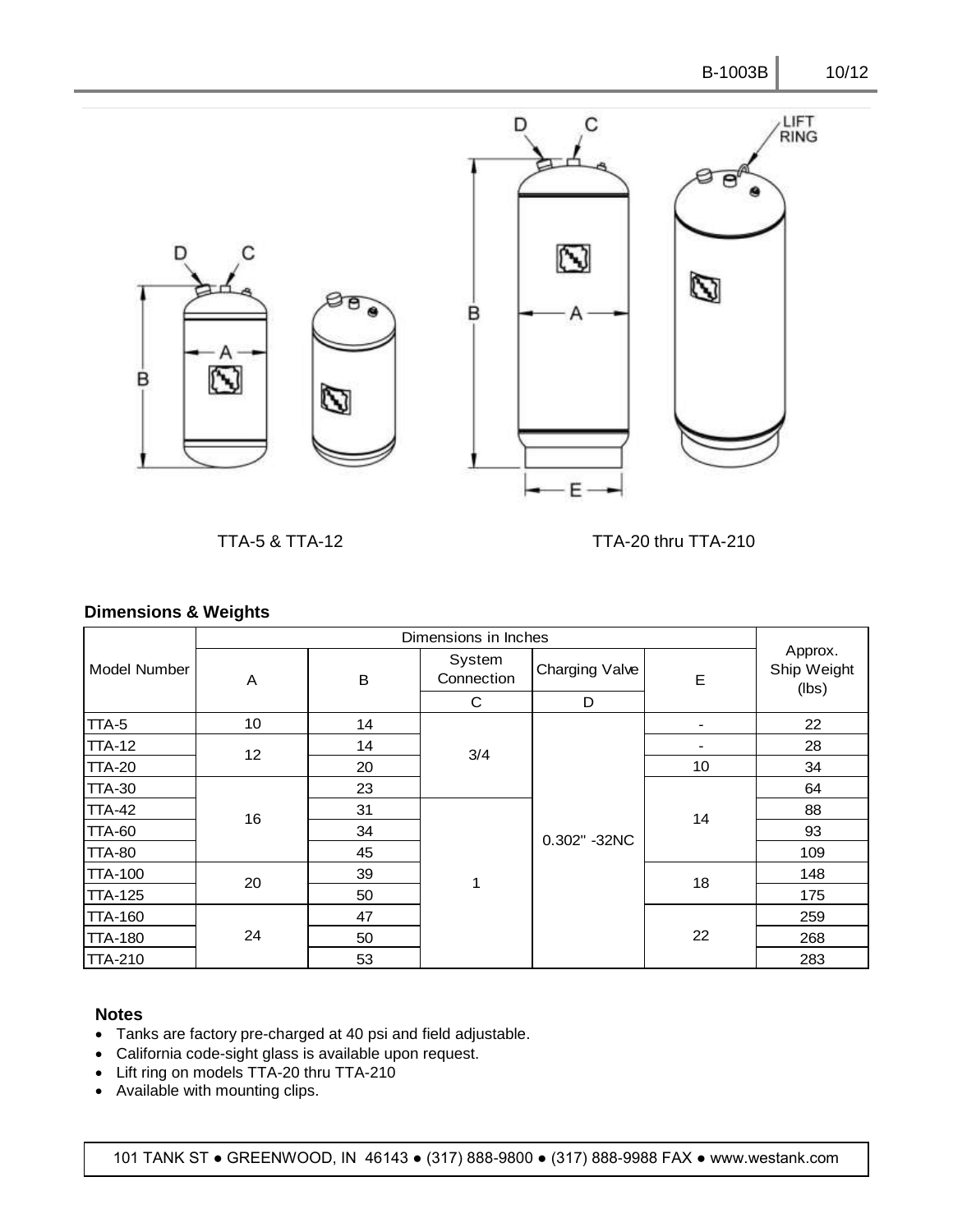TTA-5 & TTA-12

TTA-20 thru TTA-210

**Dimensions & Weights**

| Model Number | Dimensions in Inches | | | | | Approx. Ship Weight (lbs) |
|---|---|---|---|---|---|---|
| | A | B | System Connection C | Charging Valve D | E | |
| TTA-5 | 10 | 14 | 3/4 | 0.302" -32NC | - | 22 |
| TTA-12 | 12 | 14 | 3/4 | 0.302" -32NC | - | 28 |
| TTA-20 | 12 | 20 | 3/4 | 0.302" -32NC | 10 | 34 |
| TTA-30 | 16 | 23 | 3/4 | 0.302" -32NC | 14 | 64 |
| TTA-42 | 16 | 31 | 1 | 0.302" -32NC | 14 | 88 |
| TTA-60 | 16 | 34 | 1 | 0.302" -32NC | 14 | 93 |
| TTA-80 | 16 | 45 | 1 | 0.302" -32NC | 14 | 109 |
| TTA-100 | 20 | 39 | 1 | 0.302" -32NC | 18 | 148 |
| TTA-125 | 20 | 50 | 1 | 0.302" -32NC | 18 | 175 |
| TTA-160 | 24 | 47 | 1 | 0.302" -32NC | 22 | 259 |
| TTA-180 | 24 | 50 | 1 | 0.302" -32NC | 22 | 268 |
| TTA-210 | 24 | 53 | 1 | 0.302" -32NC | 22 | 283 |

**Notes**

- Tanks are factory pre-charged at 40 psi and field adjustable.
- California code-sight glass is available upon request.
- Lift ring on models TTA-20 thru TTA-210
- Available with mounting clips.

101 TANK ST ● GREENWOOD, IN 46143 ● (317) 888-9800 ● (317) 888-9988 FAX ● www.westank.com